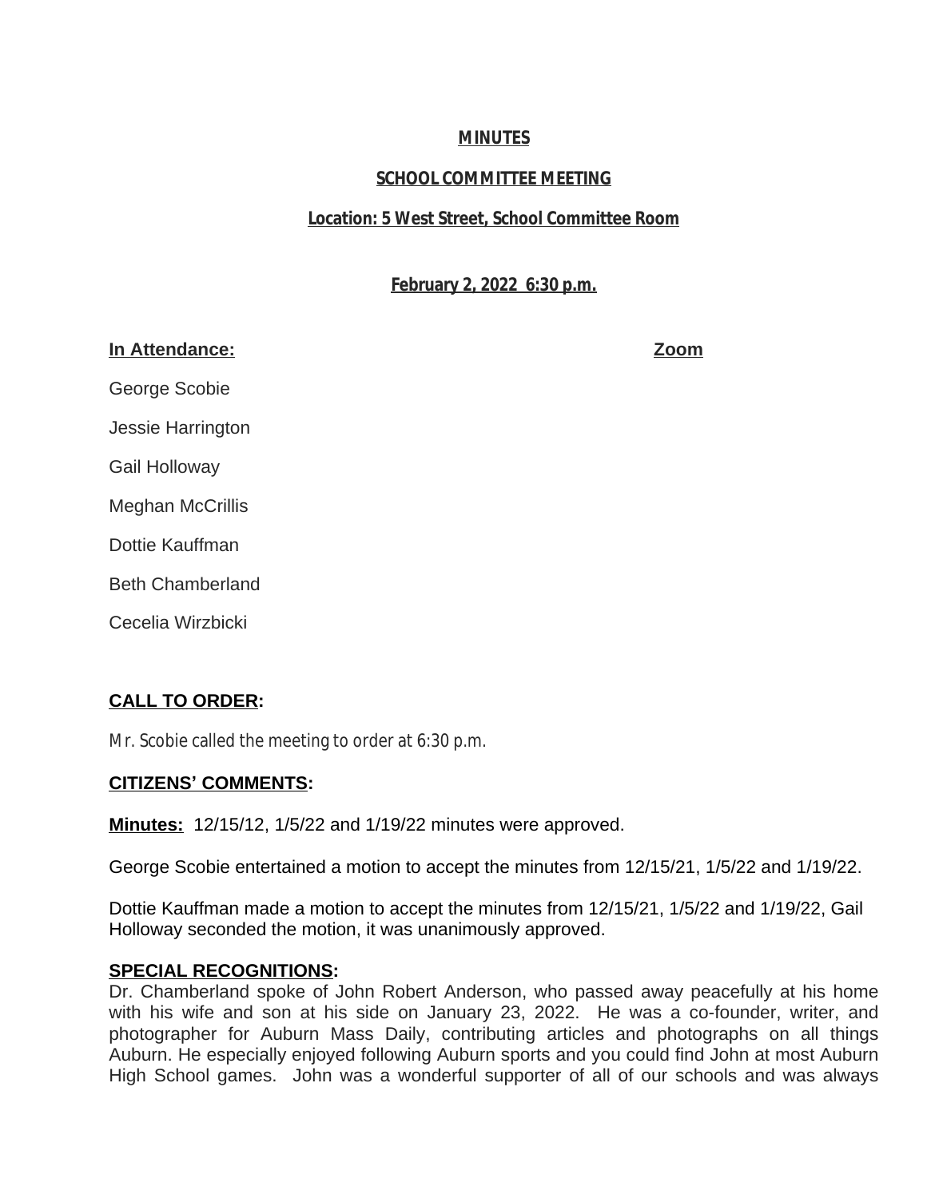**MINUTES**

**SCHOOL COMMITTEE MEETING**

**Location: 5 West Street, School Committee Room**

**February 2, 2022 6:30 p.m.**

**In Attendance:** **Zoom**

George Scobie

Jessie Harrington

Gail Holloway

Meghan McCrillis

Dottie Kauffman

Beth Chamberland

Cecelia Wirzbicki

**CALL TO ORDER:**

Mr. Scobie called the meeting to order at 6:30 p.m.

**CITIZENS' COMMENTS:**

**Minutes:** 12/15/12, 1/5/22 and 1/19/22 minutes were approved.

George Scobie entertained a motion to accept the minutes from 12/15/21, 1/5/22 and 1/19/22.

Dottie Kauffman made a motion to accept the minutes from 12/15/21, 1/5/22 and 1/19/22, Gail Holloway seconded the motion, it was unanimously approved.

**SPECIAL RECOGNITIONS:**

Dr. Chamberland spoke of John Robert Anderson, who passed away peacefully at his home with his wife and son at his side on January 23, 2022. He was a co-founder, writer, and photographer for Auburn Mass Daily, contributing articles and photographs on all things Auburn. He especially enjoyed following Auburn sports and you could find John at most Auburn High School games. John was a wonderful supporter of all of our schools and was always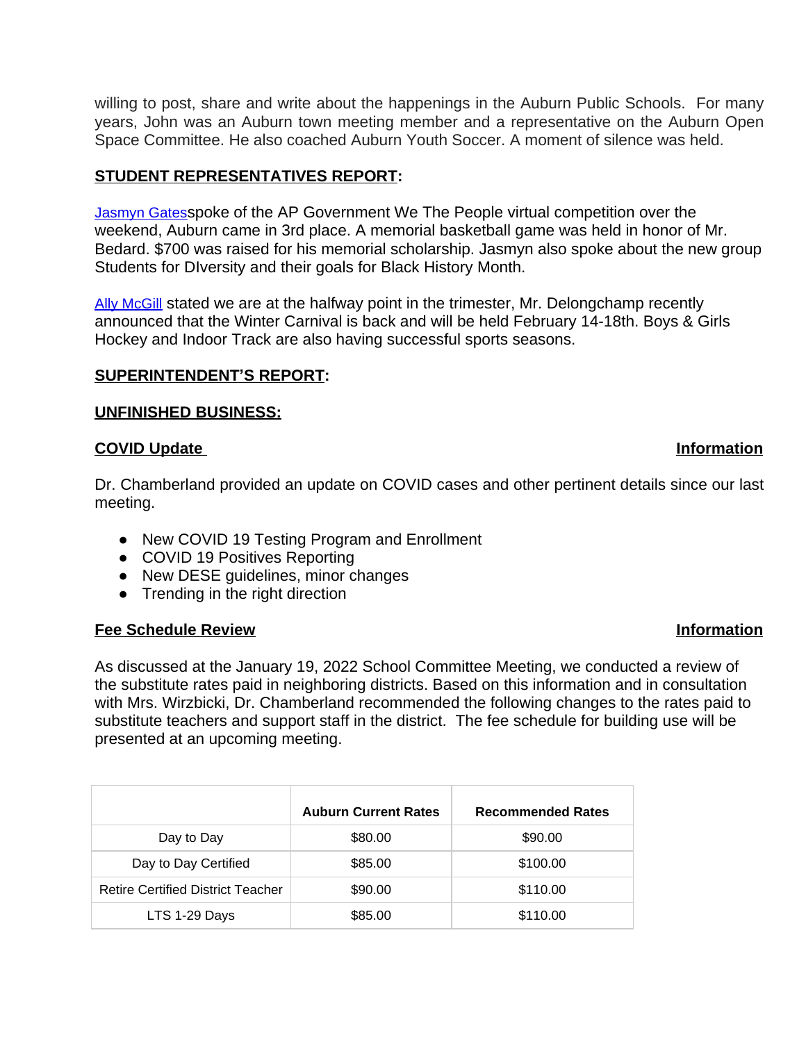willing to post, share and write about the happenings in the Auburn Public Schools. For many years, John was an Auburn town meeting member and a representative on the Auburn Open Space Committee. He also coached Auburn Youth Soccer. A moment of silence was held.

**STUDENT REPRESENTATIVES REPORT:**

Jasmyn Gatesspoke of the AP Government We The People virtual competition over the weekend, Auburn came in 3rd place. A memorial basketball game was held in honor of Mr. Bedard. $700 was raised for his memorial scholarship. Jasmyn also spoke about the new group Students for DIversity and their goals for Black History Month.

Ally McGill stated we are at the halfway point in the trimester, Mr. Delongchamp recently announced that the Winter Carnival is back and will be held February 14-18th. Boys & Girls Hockey and Indoor Track are also having successful sports seasons.

**SUPERINTENDENT'S REPORT:**

**UNFINISHED BUSINESS:**

**COVID Update** **Information**

Dr. Chamberland provided an update on COVID cases and other pertinent details since our last meeting.

- New COVID 19 Testing Program and Enrollment
- COVID 19 Positives Reporting
- New DESE guidelines, minor changes
- Trending in the right direction

**Fee Schedule Review** **Information**

As discussed at the January 19, 2022 School Committee Meeting, we conducted a review of the substitute rates paid in neighboring districts. Based on this information and in consultation with Mrs. Wirzbicki, Dr. Chamberland recommended the following changes to the rates paid to substitute teachers and support staff in the district. The fee schedule for building use will be presented at an upcoming meeting.

| | Auburn Current Rates | Recommended Rates |
|---|---|---|
| Day to Day | $80.00 | $90.00 |
| Day to Day Certified | $85.00 | $100.00 |
| Retire Certified District Teacher | $90.00 | $110.00 |
| LTS 1-29 Days | $85.00 | $110.00 |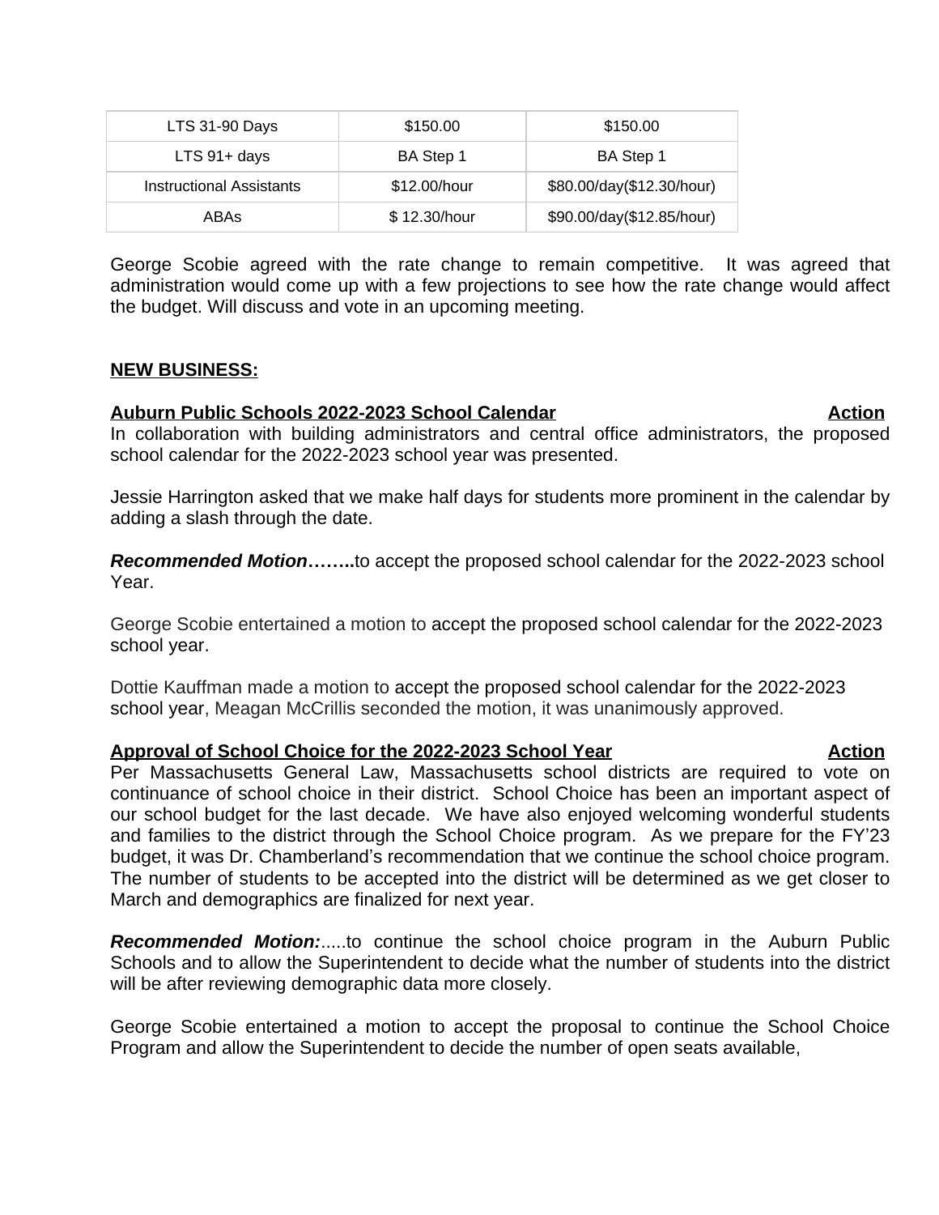| LTS 31-90 Days | $150.00 | $150.00 |
|---|---|---|
| LTS 91+ days | BA Step 1 | BA Step 1 |
| Instructional Assistants | $12.00/hour | $80.00/day($12.30/hour) |
| ABAs | $ 12.30/hour | $90.00/day($12.85/hour) |

George Scobie agreed with the rate change to remain competitive. It was agreed that administration would come up with a few projections to see how the rate change would affect the budget. Will discuss and vote in an upcoming meeting.

**NEW BUSINESS:**

**Auburn Public Schools 2022-2023 School Calendar** **Action**

In collaboration with building administrators and central office administrators, the proposed school calendar for the 2022-2023 school year was presented.

Jessie Harrington asked that we make half days for students more prominent in the calendar by adding a slash through the date.

***Recommended Motion*……..**to accept the proposed school calendar for the 2022-2023 school Year.

George Scobie entertained a motion to accept the proposed school calendar for the 2022-2023 school year.

Dottie Kauffman made a motion to accept the proposed school calendar for the 2022-2023 school year, Meagan McCrillis seconded the motion, it was unanimously approved.

**Approval of School Choice for the 2022-2023 School Year** **Action**

Per Massachusetts General Law, Massachusetts school districts are required to vote on continuance of school choice in their district. School Choice has been an important aspect of our school budget for the last decade. We have also enjoyed welcoming wonderful students and families to the district through the School Choice program. As we prepare for the FY'23 budget, it was Dr. Chamberland's recommendation that we continue the school choice program. The number of students to be accepted into the district will be determined as we get closer to March and demographics are finalized for next year.

***Recommended Motion:***.....to continue the school choice program in the Auburn Public Schools and to allow the Superintendent to decide what the number of students into the district will be after reviewing demographic data more closely.

George Scobie entertained a motion to accept the proposal to continue the School Choice Program and allow the Superintendent to decide the number of open seats available,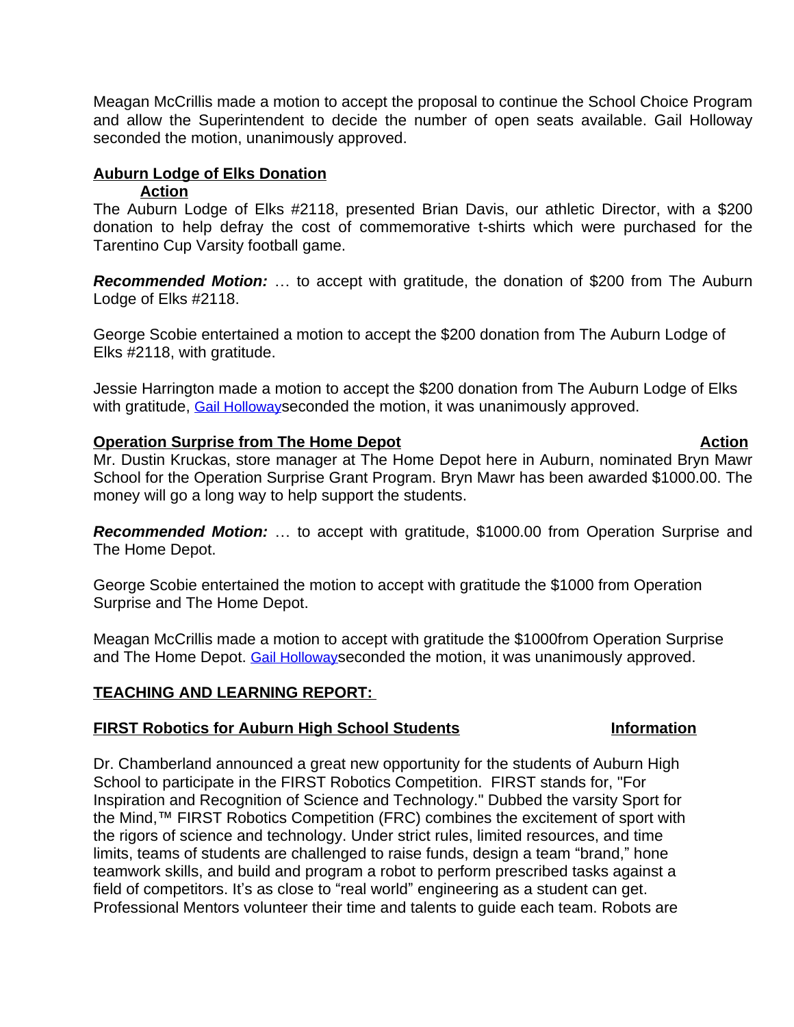Meagan McCrillis made a motion to accept the proposal to continue the School Choice Program and allow the Superintendent to decide the number of open seats available. Gail Holloway seconded the motion, unanimously approved.

**Auburn Lodge of Elks Donation**
**Action**

The Auburn Lodge of Elks #2118, presented Brian Davis, our athletic Director, with a $200 donation to help defray the cost of commemorative t-shirts which were purchased for the Tarentino Cup Varsity football game.

***Recommended Motion:*** … to accept with gratitude, the donation of $200 from The Auburn Lodge of Elks #2118.

George Scobie entertained a motion to accept the $200 donation from The Auburn Lodge of Elks #2118, with gratitude.

Jessie Harrington made a motion to accept the $200 donation from The Auburn Lodge of Elks with gratitude, Gail Hollowayseconded the motion, it was unanimously approved.

**Operation Surprise from The Home Depot** **Action**

Mr. Dustin Kruckas, store manager at The Home Depot here in Auburn, nominated Bryn Mawr School for the Operation Surprise Grant Program. Bryn Mawr has been awarded $1000.00. The money will go a long way to help support the students.

***Recommended Motion:*** … to accept with gratitude, $1000.00 from Operation Surprise and The Home Depot.

George Scobie entertained the motion to accept with gratitude the $1000 from Operation Surprise and The Home Depot.

Meagan McCrillis made a motion to accept with gratitude the $1000from Operation Surprise and The Home Depot. Gail Hollowayseconded the motion, it was unanimously approved.

**TEACHING AND LEARNING REPORT:**

**FIRST Robotics for Auburn High School Students** **Information**

Dr. Chamberland announced a great new opportunity for the students of Auburn High School to participate in the FIRST Robotics Competition. FIRST stands for, "For Inspiration and Recognition of Science and Technology." Dubbed the varsity Sport for the Mind,™ FIRST Robotics Competition (FRC) combines the excitement of sport with the rigors of science and technology. Under strict rules, limited resources, and time limits, teams of students are challenged to raise funds, design a team "brand," hone teamwork skills, and build and program a robot to perform prescribed tasks against a field of competitors. It's as close to "real world" engineering as a student can get. Professional Mentors volunteer their time and talents to guide each team. Robots are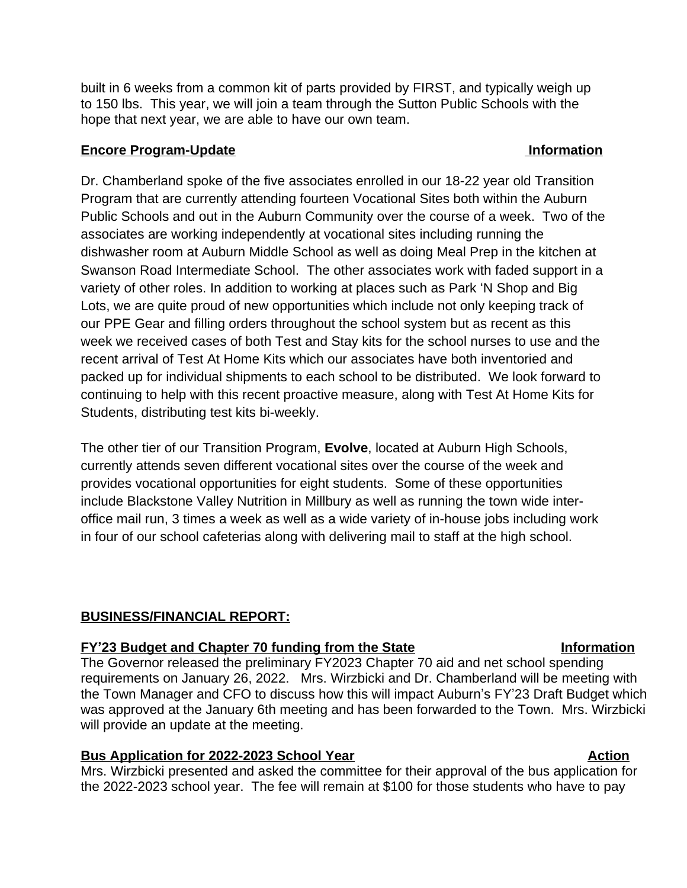built in 6 weeks from a common kit of parts provided by FIRST, and typically weigh up to 150 lbs. This year, we will join a team through the Sutton Public Schools with the hope that next year, we are able to have our own team.

**Encore Program-Update** **Information**

Dr. Chamberland spoke of the five associates enrolled in our 18-22 year old Transition Program that are currently attending fourteen Vocational Sites both within the Auburn Public Schools and out in the Auburn Community over the course of a week. Two of the associates are working independently at vocational sites including running the dishwasher room at Auburn Middle School as well as doing Meal Prep in the kitchen at Swanson Road Intermediate School. The other associates work with faded support in a variety of other roles. In addition to working at places such as Park 'N Shop and Big Lots, we are quite proud of new opportunities which include not only keeping track of our PPE Gear and filling orders throughout the school system but as recent as this week we received cases of both Test and Stay kits for the school nurses to use and the recent arrival of Test At Home Kits which our associates have both inventoried and packed up for individual shipments to each school to be distributed. We look forward to continuing to help with this recent proactive measure, along with Test At Home Kits for Students, distributing test kits bi-weekly.

The other tier of our Transition Program, **Evolve**, located at Auburn High Schools, currently attends seven different vocational sites over the course of the week and provides vocational opportunities for eight students. Some of these opportunities include Blackstone Valley Nutrition in Millbury as well as running the town wide inter-office mail run, 3 times a week as well as a wide variety of in-house jobs including work in four of our school cafeterias along with delivering mail to staff at the high school.

**BUSINESS/FINANCIAL REPORT:**

**FY'23 Budget and Chapter 70 funding from the State** **Information**

The Governor released the preliminary FY2023 Chapter 70 aid and net school spending requirements on January 26, 2022. Mrs. Wirzbicki and Dr. Chamberland will be meeting with the Town Manager and CFO to discuss how this will impact Auburn's FY'23 Draft Budget which was approved at the January 6th meeting and has been forwarded to the Town. Mrs. Wirzbicki will provide an update at the meeting.

**Bus Application for 2022-2023 School Year** **Action**

Mrs. Wirzbicki presented and asked the committee for their approval of the bus application for the 2022-2023 school year. The fee will remain at $100 for those students who have to pay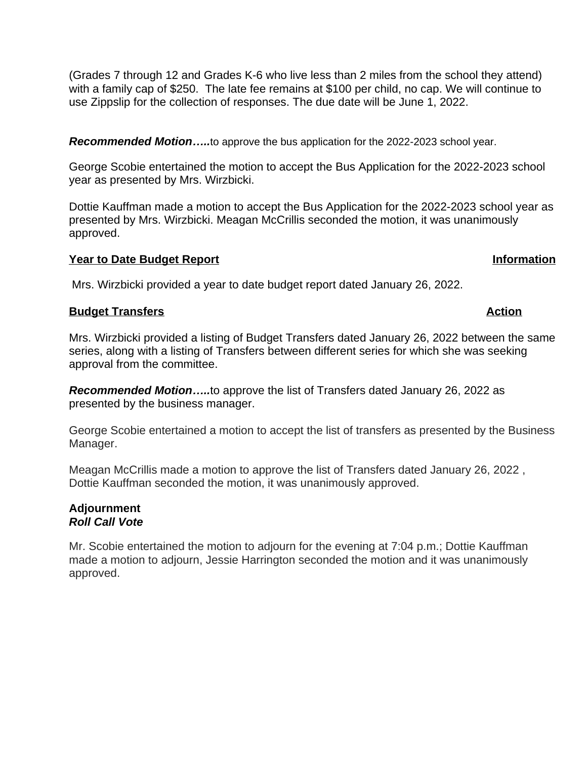(Grades 7 through 12 and Grades K-6 who live less than 2 miles from the school they attend) with a family cap of $250. The late fee remains at $100 per child, no cap. We will continue to use Zippslip for the collection of responses. The due date will be June 1, 2022.

***Recommended Motion…..***to approve the bus application for the 2022-2023 school year.

George Scobie entertained the motion to accept the Bus Application for the 2022-2023 school year as presented by Mrs. Wirzbicki.

Dottie Kauffman made a motion to accept the Bus Application for the 2022-2023 school year as presented by Mrs. Wirzbicki. Meagan McCrillis seconded the motion, it was unanimously approved.

**<u>Year to Date Budget Report</u>** **<u>Information</u>**

Mrs. Wirzbicki provided a year to date budget report dated January 26, 2022.

**<u>Budget Transfers</u>** **<u>Action</u>**

Mrs. Wirzbicki provided a listing of Budget Transfers dated January 26, 2022 between the same series, along with a listing of Transfers between different series for which she was seeking approval from the committee.

***Recommended Motion…..***to approve the list of Transfers dated January 26, 2022 as presented by the business manager.

George Scobie entertained a motion to accept the list of transfers as presented by the Business Manager.

Meagan McCrillis made a motion to approve the list of Transfers dated January 26, 2022 , Dottie Kauffman seconded the motion, it was unanimously approved.

**Adjournment**
***Roll Call Vote***

Mr. Scobie entertained the motion to adjourn for the evening at 7:04 p.m.; Dottie Kauffman made a motion to adjourn, Jessie Harrington seconded the motion and it was unanimously approved.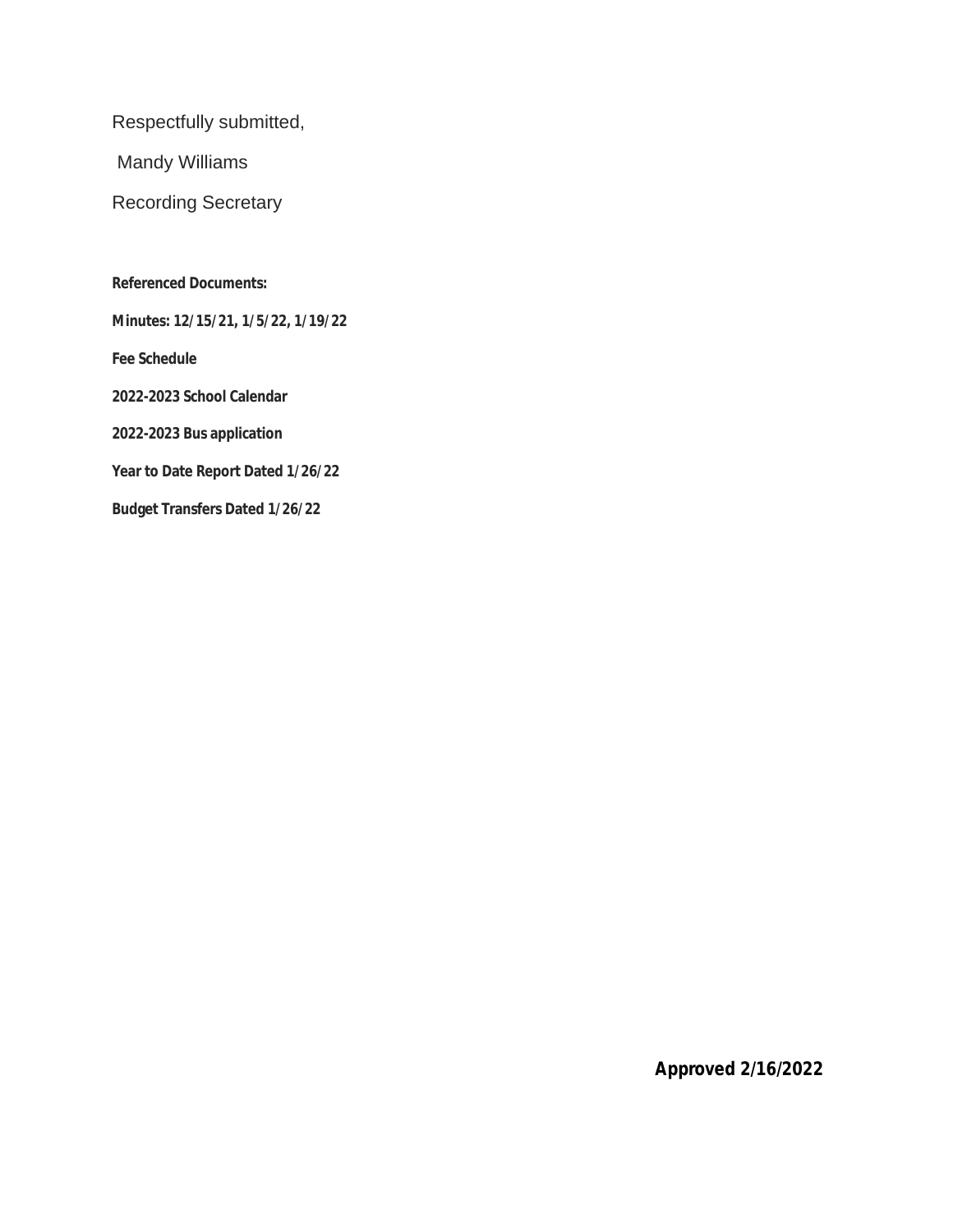Respectfully submitted,

Mandy Williams

Recording Secretary

**Referenced Documents:**

**Minutes: 12/15/21, 1/5/22, 1/19/22**

**Fee Schedule**

**2022-2023 School Calendar**

**2022-2023 Bus application**

**Year to Date Report Dated 1/26/22**

**Budget Transfers Dated 1/26/22**

**Approved 2/16/2022**